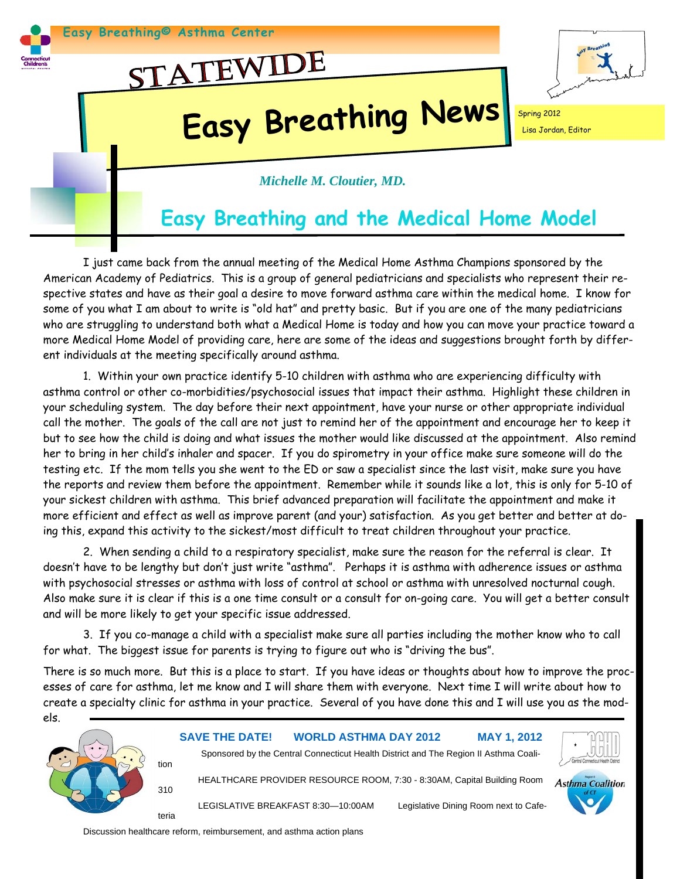Easy Breathing© Asthma Center

# STATEWIDE Easy Breathing News

Spring 2012
Lisa Jordan, Editor

*Michelle M. Cloutier, MD.*

## Easy Breathing and the Medical Home Model

I just came back from the annual meeting of the Medical Home Asthma Champions sponsored by the American Academy of Pediatrics. This is a group of general pediatricians and specialists who represent their respective states and have as their goal a desire to move forward asthma care within the medical home. I know for some of you what I am about to write is "old hat" and pretty basic. But if you are one of the many pediatricians who are struggling to understand both what a Medical Home is today and how you can move your practice toward a more Medical Home Model of providing care, here are some of the ideas and suggestions brought forth by different individuals at the meeting specifically around asthma.

1. Within your own practice identify 5-10 children with asthma who are experiencing difficulty with asthma control or other co-morbidities/psychosocial issues that impact their asthma. Highlight these children in your scheduling system. The day before their next appointment, have your nurse or other appropriate individual call the mother. The goals of the call are not just to remind her of the appointment and encourage her to keep it but to see how the child is doing and what issues the mother would like discussed at the appointment. Also remind her to bring in her child's inhaler and spacer. If you do spirometry in your office make sure someone will do the testing etc. If the mom tells you she went to the ED or saw a specialist since the last visit, make sure you have the reports and review them before the appointment. Remember while it sounds like a lot, this is only for 5-10 of your sickest children with asthma. This brief advanced preparation will facilitate the appointment and make it more efficient and effect as well as improve parent (and your) satisfaction. As you get better and better at doing this, expand this activity to the sickest/most difficult to treat children throughout your practice.

2. When sending a child to a respiratory specialist, make sure the reason for the referral is clear. It doesn't have to be lengthy but don't just write "asthma". Perhaps it is asthma with adherence issues or asthma with psychosocial stresses or asthma with loss of control at school or asthma with unresolved nocturnal cough. Also make sure it is clear if this is a one time consult or a consult for on-going care. You will get a better consult and will be more likely to get your specific issue addressed.

3. If you co-manage a child with a specialist make sure all parties including the mother know who to call for what. The biggest issue for parents is trying to figure out who is "driving the bus".

There is so much more. But this is a place to start. If you have ideas or thoughts about how to improve the processes of care for asthma, let me know and I will share them with everyone. Next time I will write about how to create a specialty clinic for asthma in your practice. Several of you have done this and I will use you as the models.

**SAVE THE DATE! WORLD ASTHMA DAY 2012 MAY 1, 2012**

Sponsored by the Central Connecticut Health District and The Region II Asthma Coalition

HEALTHCARE PROVIDER RESOURCE ROOM, 7:30 - 8:30AM, Capitol Building Room 310

LEGISLATIVE BREAKFAST 8:30—10:00AM Legislative Dining Room next to Cafeteria

Discussion healthcare reform, reimbursement, and asthma action plans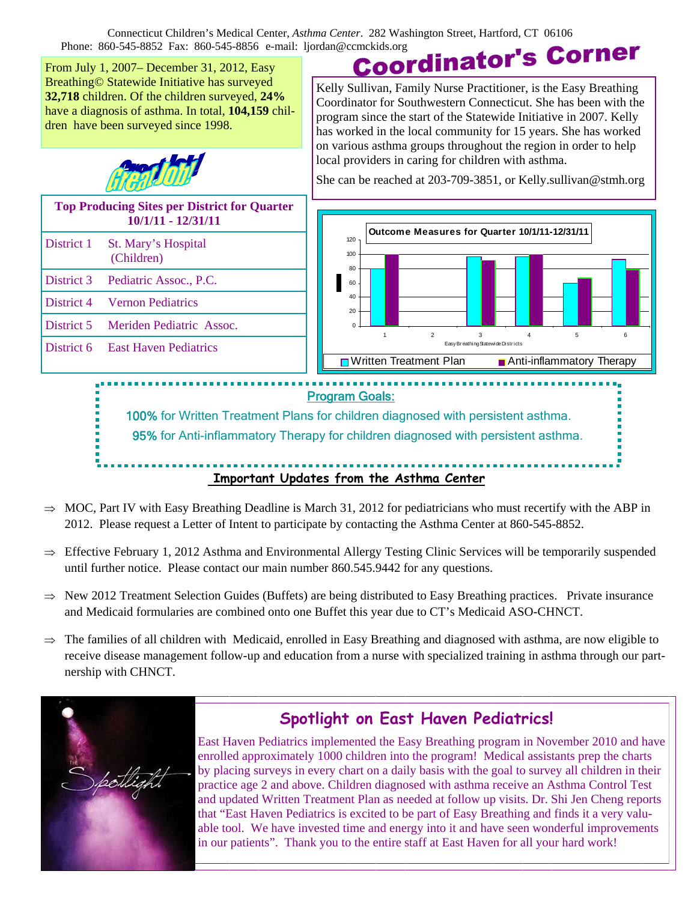Connecticut Children's Medical Center, *Asthma Center*. 282 Washington Street, Hartford, CT 06106
Phone: 860-545-8852 Fax: 860-545-8856 e-mail: ljordan@ccmckids.org

From July 1, 2007– December 31, 2012, Easy Breathing© Statewide Initiative has surveyed **32,718** children. Of the children surveyed, **24%** have a diagnosis of asthma. In total, **104,159** children have been surveyed since 1998.

Great Job!

| Top Producing Sites per District for Quarter 10/1/11 - 12/31/11 | |
|---|---|
| District 1 | St. Mary's Hospital (Children) |
| District 3 | Pediatric Assoc., P.C. |
| District 4 | Vernon Pediatrics |
| District 5 | Meriden Pediatric Assoc. |
| District 6 | East Haven Pediatrics |

# Coordinator's Corner

Kelly Sullivan, Family Nurse Practitioner, is the Easy Breathing Coordinator for Southwestern Connecticut. She has been with the program since the start of the Statewide Initiative in 2007. Kelly has worked in the local community for 15 years. She has worked on various asthma groups throughout the region in order to help local providers in caring for children with asthma.

She can be reached at 203-709-3851, or Kelly.sullivan@stmh.org

Outcome Measures for Quarter 10/1/11-12/31/11

120
100
80
60
40
20
0

1 2 3 4 5 6

Easy Breathing Statewide Districts

Written Treatment Plan
Anti-inflammatory Therapy

## Program Goals:

**100%** for Written Treatment Plans for children diagnosed with persistent asthma.

**95%** for Anti-inflammatory Therapy for children diagnosed with persistent asthma.

## Important Updates from the Asthma Center

⇒ MOC, Part IV with Easy Breathing Deadline is March 31, 2012 for pediatricians who must recertify with the ABP in 2012. Please request a Letter of Intent to participate by contacting the Asthma Center at 860-545-8852.

⇒ Effective February 1, 2012 Asthma and Environmental Allergy Testing Clinic Services will be temporarily suspended until further notice. Please contact our main number 860.545.9442 for any questions.

⇒ New 2012 Treatment Selection Guides (Buffets) are being distributed to Easy Breathing practices. Private insurance and Medicaid formularies are combined onto one Buffet this year due to CT's Medicaid ASO-CHNCT.

⇒ The families of all children with Medicaid, enrolled in Easy Breathing and diagnosed with asthma, are now eligible to receive disease management follow-up and education from a nurse with specialized training in asthma through our partnership with CHNCT.

## Spotlight on East Haven Pediatrics!

East Haven Pediatrics implemented the Easy Breathing program in November 2010 and have enrolled approximately 1000 children into the program! Medical assistants prep the charts by placing surveys in every chart on a daily basis with the goal to survey all children in their practice age 2 and above. Children diagnosed with asthma receive an Asthma Control Test and updated Written Treatment Plan as needed at follow up visits. Dr. Shi Jen Cheng reports that "East Haven Pediatrics is excited to be part of Easy Breathing and finds it a very valuable tool. We have invested time and energy into it and have seen wonderful improvements in our patients". Thank you to the entire staff at East Haven for all your hard work!